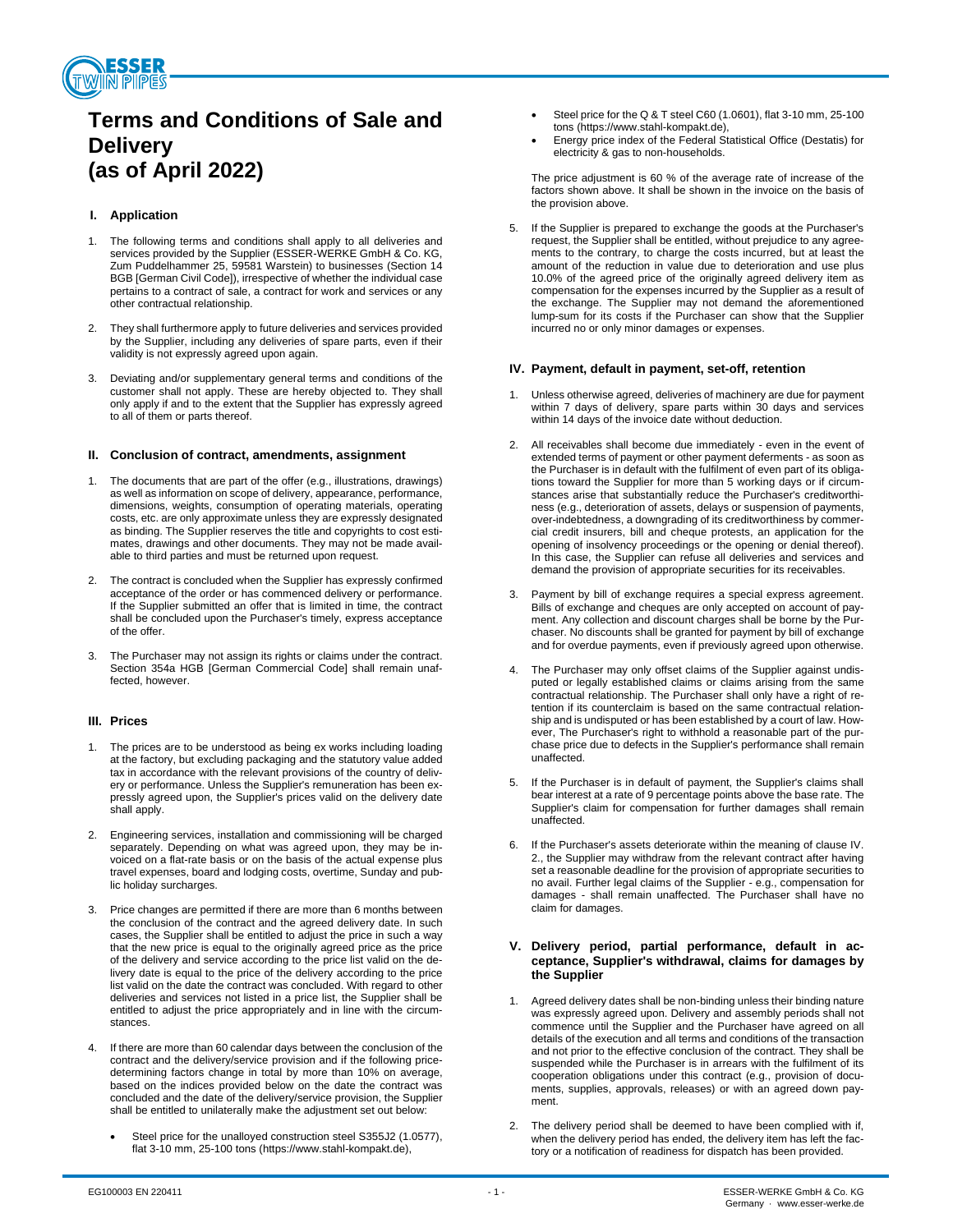# Terms and Conditions of Sale and Delivery (as of April 2022)

## I. Application

1. The following terms and conditions shall apply to all deliveries and services provided by the Supplier (ESSER-WERKE GmbH & Co. KG, Zum Puddelhammer 25, 59581 Warstein) to businesses (Section 14 BGB [German Civil Code]), irrespective of whether the individual case pertains to a contract of sale, a contract for work and services or any other contractual relationship.

2. They shall furthermore apply to future deliveries and services provided by the Supplier, including any deliveries of spare parts, even if their validity is not expressly agreed upon again.

3. Deviating and/or supplementary general terms and conditions of the customer shall not apply. These are hereby objected to. They shall only apply if and to the extent that the Supplier has expressly agreed to all of them or parts thereof.

## II. Conclusion of contract, amendments, assignment

1. The documents that are part of the offer (e.g., illustrations, drawings) as well as information on scope of delivery, appearance, performance, dimensions, weights, consumption of operating materials, operating costs, etc. are only approximate unless they are expressly designated as binding. The Supplier reserves the title and copyrights to cost estimates, drawings and other documents. They may not be made available to third parties and must be returned upon request.

2. The contract is concluded when the Supplier has expressly confirmed acceptance of the order or has commenced delivery or performance. If the Supplier submitted an offer that is limited in time, the contract shall be concluded upon the Purchaser's timely, express acceptance of the offer.

3. The Purchaser may not assign its rights or claims under the contract. Section 354a HGB [German Commercial Code] shall remain unaffected, however.

## III. Prices

1. The prices are to be understood as being ex works including loading at the factory, but excluding packaging and the statutory value added tax in accordance with the relevant provisions of the country of delivery or performance. Unless the Supplier's remuneration has been expressly agreed upon, the Supplier's prices valid on the delivery date shall apply.

2. Engineering services, installation and commissioning will be charged separately. Depending on what was agreed upon, they may be invoiced on a flat-rate basis or on the basis of the actual expense plus travel expenses, board and lodging costs, overtime, Sunday and public holiday surcharges.

3. Price changes are permitted if there are more than 6 months between the conclusion of the contract and the agreed delivery date. In such cases, the Supplier shall be entitled to adjust the price in such a way that the new price is equal to the originally agreed price as the price of the delivery and service according to the price list valid on the delivery date is equal to the price of the delivery according to the price list valid on the date the contract was concluded. With regard to other deliveries and services not listed in a price list, the Supplier shall be entitled to adjust the price appropriately and in line with the circumstances.

4. If there are more than 60 calendar days between the conclusion of the contract and the delivery/service provision and if the following price-determining factors change in total by more than 10% on average, based on the indices provided below on the date the contract was concluded and the date of the delivery/service provision, the Supplier shall be entitled to unilaterally make the adjustment set out below:

   - Steel price for the unalloyed construction steel S355J2 (1.0577), flat 3-10 mm, 25-100 tons (https://www.stahl-kompakt.de),
   - Steel price for the Q & T steel C60 (1.0601), flat 3-10 mm, 25-100 tons (https://www.stahl-kompakt.de),
   - Energy price index of the Federal Statistical Office (Destatis) for electricity & gas to non-households.

   The price adjustment is 60 % of the average rate of increase of the factors shown above. It shall be shown in the invoice on the basis of the provision above.

5. If the Supplier is prepared to exchange the goods at the Purchaser's request, the Supplier shall be entitled, without prejudice to any agreements to the contrary, to charge the costs incurred, but at least the amount of the reduction in value due to deterioration and use plus 10.0% of the agreed price of the originally agreed delivery item as compensation for the expenses incurred by the Supplier as a result of the exchange. The Supplier may not demand the aforementioned lump-sum for its costs if the Purchaser can show that the Supplier incurred no or only minor damages or expenses.

## IV. Payment, default in payment, set-off, retention

1. Unless otherwise agreed, deliveries of machinery are due for payment within 7 days of delivery, spare parts within 30 days and services within 14 days of the invoice date without deduction.

2. All receivables shall become due immediately - even in the event of extended terms of payment or other payment deferments - as soon as the Purchaser is in default with the fulfilment of even part of its obligations toward the Supplier for more than 5 working days or if circumstances arise that substantially reduce the Purchaser's creditworthiness (e.g., deterioration of assets, delays or suspension of payments, over-indebtedness, a downgrading of its creditworthiness by commercial credit insurers, bill and cheque protests, an application for the opening of insolvency proceedings or the opening or denial thereof). In this case, the Supplier can refuse all deliveries and services and demand the provision of appropriate securities for its receivables.

3. Payment by bill of exchange requires a special express agreement. Bills of exchange and cheques are only accepted on account of payment. Any collection and discount charges shall be borne by the Purchaser. No discounts shall be granted for payment by bill of exchange and for overdue payments, even if previously agreed upon otherwise.

4. The Purchaser may only offset claims of the Supplier against undisputed or legally established claims or claims arising from the same contractual relationship. The Purchaser shall only have a right of retention if its counterclaim is based on the same contractual relationship and is undisputed or has been established by a court of law. However, The Purchaser's right to withhold a reasonable part of the purchase price due to defects in the Supplier's performance shall remain unaffected.

5. If the Purchaser is in default of payment, the Supplier's claims shall bear interest at a rate of 9 percentage points above the base rate. The Supplier's claim for compensation for further damages shall remain unaffected.

6. If the Purchaser's assets deteriorate within the meaning of clause IV. 2., the Supplier may withdraw from the relevant contract after having set a reasonable deadline for the provision of appropriate securities to no avail. Further legal claims of the Supplier - e.g., compensation for damages - shall remain unaffected. The Purchaser shall have no claim for damages.

## V. Delivery period, partial performance, default in acceptance, Supplier's withdrawal, claims for damages by the Supplier

1. Agreed delivery dates shall be non-binding unless their binding nature was expressly agreed upon. Delivery and assembly periods shall not commence until the Supplier and the Purchaser have agreed on all details of the execution and all terms and conditions of the transaction and not prior to the effective conclusion of the contract. They shall be suspended while the Purchaser is in arrears with the fulfilment of its cooperation obligations under this contract (e.g., provision of documents, supplies, approvals, releases) or with an agreed down payment.

2. The delivery period shall be deemed to have been complied with if, when the delivery period has ended, the delivery item has left the factory or a notification of readiness for dispatch has been provided.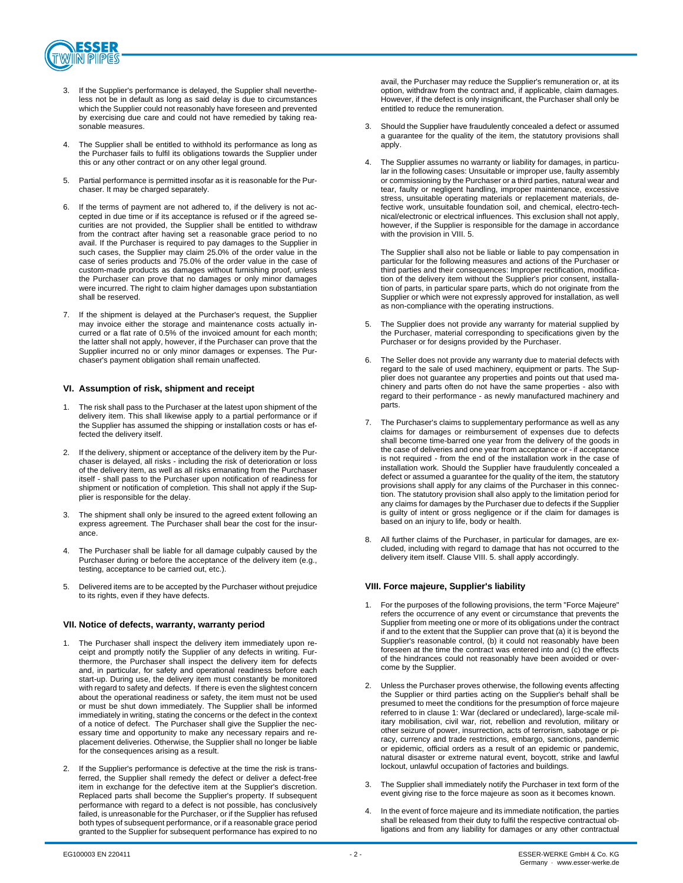3. If the Supplier's performance is delayed, the Supplier shall nevertheless not be in default as long as said delay is due to circumstances which the Supplier could not reasonably have foreseen and prevented by exercising due care and could not have remedied by taking reasonable measures.

4. The Supplier shall be entitled to withhold its performance as long as the Purchaser fails to fulfil its obligations towards the Supplier under this or any other contract or on any other legal ground.

5. Partial performance is permitted insofar as it is reasonable for the Purchaser. It may be charged separately.

6. If the terms of payment are not adhered to, if the delivery is not accepted in due time or if its acceptance is refused or if the agreed securities are not provided, the Supplier shall be entitled to withdraw from the contract after having set a reasonable grace period to no avail. If the Purchaser is required to pay damages to the Supplier in such cases, the Supplier may claim 25.0% of the order value in the case of series products and 75.0% of the order value in the case of custom-made products as damages without furnishing proof, unless the Purchaser can prove that no damages or only minor damages were incurred. The right to claim higher damages upon substantiation shall be reserved.

7. If the shipment is delayed at the Purchaser's request, the Supplier may invoice either the storage and maintenance costs actually incurred or a flat rate of 0.5% of the invoiced amount for each month; the latter shall not apply, however, if the Purchaser can prove that the Supplier incurred no or only minor damages or expenses. The Purchaser's payment obligation shall remain unaffected.

## VI. Assumption of risk, shipment and receipt

1. The risk shall pass to the Purchaser at the latest upon shipment of the delivery item. This shall likewise apply to a partial performance or if the Supplier has assumed the shipping or installation costs or has effected the delivery itself.

2. If the delivery, shipment or acceptance of the delivery item by the Purchaser is delayed, all risks - including the risk of deterioration or loss of the delivery item, as well as all risks emanating from the Purchaser itself - shall pass to the Purchaser upon notification of readiness for shipment or notification of completion. This shall not apply if the Supplier is responsible for the delay.

3. The shipment shall only be insured to the agreed extent following an express agreement. The Purchaser shall bear the cost for the insurance.

4. The Purchaser shall be liable for all damage culpably caused by the Purchaser during or before the acceptance of the delivery item (e.g., testing, acceptance to be carried out, etc.).

5. Delivered items are to be accepted by the Purchaser without prejudice to its rights, even if they have defects.

## VII. Notice of defects, warranty, warranty period

1. The Purchaser shall inspect the delivery item immediately upon receipt and promptly notify the Supplier of any defects in writing. Furthermore, the Purchaser shall inspect the delivery item for defects and, in particular, for safety and operational readiness before each start-up. During use, the delivery item must constantly be monitored with regard to safety and defects. If there is even the slightest concern about the operational readiness or safety, the item must not be used or must be shut down immediately. The Supplier shall be informed immediately in writing, stating the concerns or the defect in the context of a notice of defect. The Purchaser shall give the Supplier the necessary time and opportunity to make any necessary repairs and replacement deliveries. Otherwise, the Supplier shall no longer be liable for the consequences arising as a result.

2. If the Supplier's performance is defective at the time the risk is transferred, the Supplier shall remedy the defect or deliver a defect-free item in exchange for the defective item at the Supplier's discretion. Replaced parts shall become the Supplier's property. If subsequent performance with regard to a defect is not possible, has conclusively failed, is unreasonable for the Purchaser, or if the Supplier has refused both types of subsequent performance, or if a reasonable grace period granted to the Supplier for subsequent performance has expired to no avail, the Purchaser may reduce the Supplier's remuneration or, at its option, withdraw from the contract and, if applicable, claim damages. However, if the defect is only insignificant, the Purchaser shall only be entitled to reduce the remuneration.

3. Should the Supplier have fraudulently concealed a defect or assumed a guarantee for the quality of the item, the statutory provisions shall apply.

4. The Supplier assumes no warranty or liability for damages, in particular in the following cases: Unsuitable or improper use, faulty assembly or commissioning by the Purchaser or a third parties, natural wear and tear, faulty or negligent handling, improper maintenance, excessive stress, unsuitable operating materials or replacement materials, defective work, unsuitable foundation soil, and chemical, electro-technical/electronic or electrical influences. This exclusion shall not apply, however, if the Supplier is responsible for the damage in accordance with the provision in VIII. 5.

   The Supplier shall also not be liable or liable to pay compensation in particular for the following measures and actions of the Purchaser or third parties and their consequences: Improper rectification, modification of the delivery item without the Supplier's prior consent, installation of parts, in particular spare parts, which do not originate from the Supplier or which were not expressly approved for installation, as well as non-compliance with the operating instructions.

5. The Supplier does not provide any warranty for material supplied by the Purchaser, material corresponding to specifications given by the Purchaser or for designs provided by the Purchaser.

6. The Seller does not provide any warranty due to material defects with regard to the sale of used machinery, equipment or parts. The Supplier does not guarantee any properties and points out that used machinery and parts often do not have the same properties - also with regard to their performance - as newly manufactured machinery and parts.

7. The Purchaser's claims to supplementary performance as well as any claims for damages or reimbursement of expenses due to defects shall become time-barred one year from the delivery of the goods in the case of deliveries and one year from acceptance or - if acceptance is not required - from the end of the installation work in the case of installation work. Should the Supplier have fraudulently concealed a defect or assumed a guarantee for the quality of the item, the statutory provisions shall apply for any claims of the Purchaser in this connection. The statutory provision shall also apply to the limitation period for any claims for damages by the Purchaser due to defects if the Supplier is guilty of intent or gross negligence or if the claim for damages is based on an injury to life, body or health.

8. All further claims of the Purchaser, in particular for damages, are excluded, including with regard to damage that has not occurred to the delivery item itself. Clause VIII. 5. shall apply accordingly.

## VIII. Force majeure, Supplier's liability

1. For the purposes of the following provisions, the term "Force Majeure" refers the occurrence of any event or circumstance that prevents the Supplier from meeting one or more of its obligations under the contract if and to the extent that the Supplier can prove that (a) it is beyond the Supplier's reasonable control, (b) it could not reasonably have been foreseen at the time the contract was entered into and (c) the effects of the hindrances could not reasonably have been avoided or overcome by the Supplier.

2. Unless the Purchaser proves otherwise, the following events affecting the Supplier or third parties acting on the Supplier's behalf shall be presumed to meet the conditions for the presumption of force majeure referred to in clause 1: War (declared or undeclared), large-scale military mobilisation, civil war, riot, rebellion and revolution, military or other seizure of power, insurrection, acts of terrorism, sabotage or piracy, currency and trade restrictions, embargo, sanctions, pandemic or epidemic, official orders as a result of an epidemic or pandemic, natural disaster or extreme natural event, boycott, strike and lawful lockout, unlawful occupation of factories and buildings.

3. The Supplier shall immediately notify the Purchaser in text form of the event giving rise to the force majeure as soon as it becomes known.

4. In the event of force majeure and its immediate notification, the parties shall be released from their duty to fulfil the respective contractual obligations and from any liability for damages or any other contractual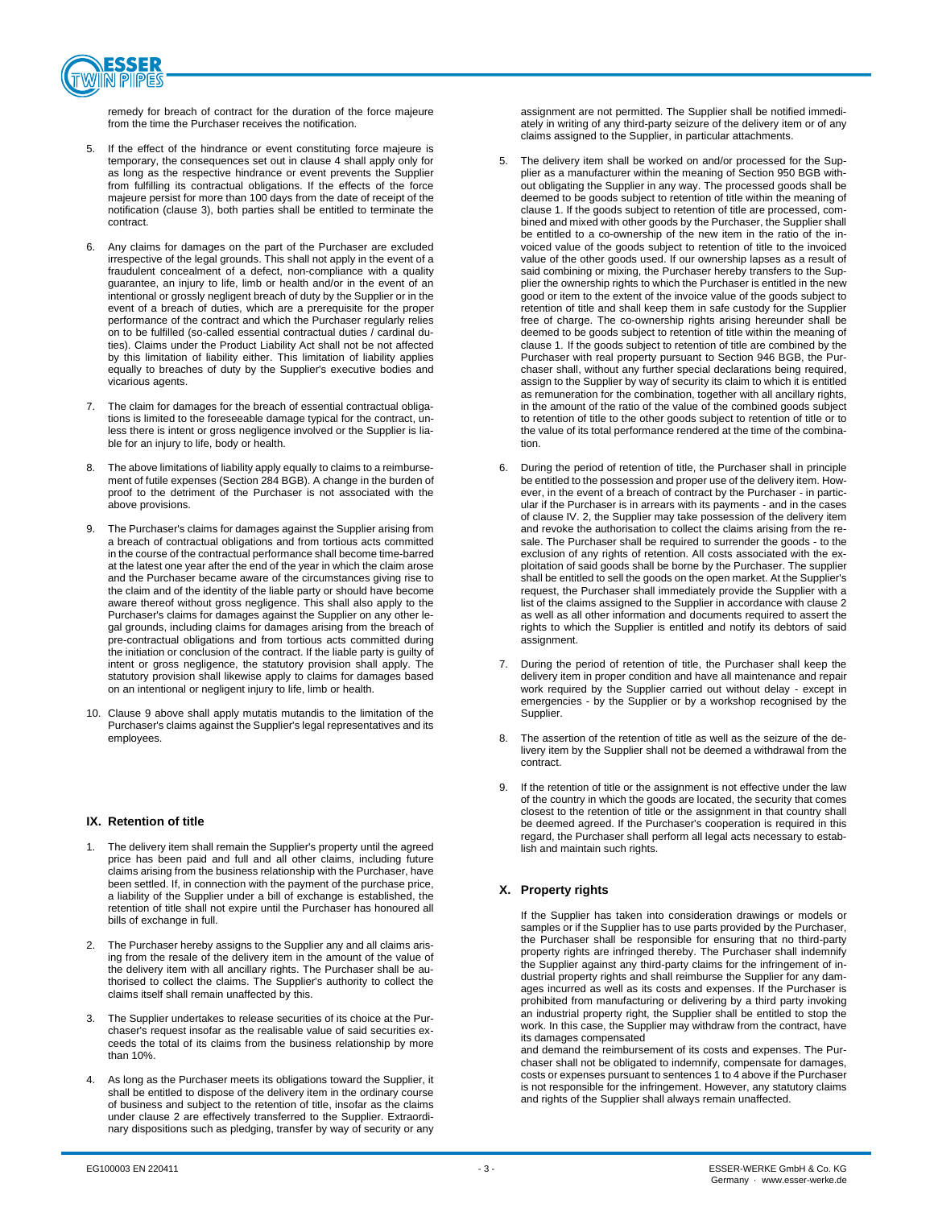remedy for breach of contract for the duration of the force majeure from the time the Purchaser receives the notification.

5. If the effect of the hindrance or event constituting force majeure is temporary, the consequences set out in clause 4 shall apply only for as long as the respective hindrance or event prevents the Supplier from fulfilling its contractual obligations. If the effects of the force majeure persist for more than 100 days from the date of receipt of the notification (clause 3), both parties shall be entitled to terminate the contract.

6. Any claims for damages on the part of the Purchaser are excluded irrespective of the legal grounds. This shall not apply in the event of a fraudulent concealment of a defect, non-compliance with a quality guarantee, an injury to life, limb or health and/or in the event of an intentional or grossly negligent breach of duty by the Supplier or in the event of a breach of duties, which are a prerequisite for the proper performance of the contract and which the Purchaser regularly relies on to be fulfilled (so-called essential contractual duties / cardinal duties). Claims under the Product Liability Act shall not be not affected by this limitation of liability either. This limitation of liability applies equally to breaches of duty by the Supplier's executive bodies and vicarious agents.

7. The claim for damages for the breach of essential contractual obligations is limited to the foreseeable damage typical for the contract, unless there is intent or gross negligence involved or the Supplier is liable for an injury to life, body or health.

8. The above limitations of liability apply equally to claims to a reimbursement of futile expenses (Section 284 BGB). A change in the burden of proof to the detriment of the Purchaser is not associated with the above provisions.

9. The Purchaser's claims for damages against the Supplier arising from a breach of contractual obligations and from tortious acts committed in the course of the contractual performance shall become time-barred at the latest one year after the end of the year in which the claim arose and the Purchaser became aware of the circumstances giving rise to the claim and of the identity of the liable party or should have become aware thereof without gross negligence. This shall also apply to the Purchaser's claims for damages against the Supplier on any other legal grounds, including claims for damages arising from the breach of pre-contractual obligations and from tortious acts committed during the initiation or conclusion of the contract. If the liable party is guilty of intent or gross negligence, the statutory provision shall apply. The statutory provision shall likewise apply to claims for damages based on an intentional or negligent injury to life, limb or health.

10. Clause 9 above shall apply mutatis mutandis to the limitation of the Purchaser's claims against the Supplier's legal representatives and its employees.

## IX. Retention of title

1. The delivery item shall remain the Supplier's property until the agreed price has been paid and full and all other claims, including future claims arising from the business relationship with the Purchaser, have been settled. If, in connection with the payment of the purchase price, a liability of the Supplier under a bill of exchange is established, the retention of title shall not expire until the Purchaser has honoured all bills of exchange in full.

2. The Purchaser hereby assigns to the Supplier any and all claims arising from the resale of the delivery item in the amount of the value of the delivery item with all ancillary rights. The Purchaser shall be authorised to collect the claims. The Supplier's authority to collect the claims itself shall remain unaffected by this.

3. The Supplier undertakes to release securities of its choice at the Purchaser's request insofar as the realisable value of said securities exceeds the total of its claims from the business relationship by more than 10%.

4. As long as the Purchaser meets its obligations toward the Supplier, it shall be entitled to dispose of the delivery item in the ordinary course of business and subject to the retention of title, insofar as the claims under clause 2 are effectively transferred to the Supplier. Extraordinary dispositions such as pledging, transfer by way of security or any assignment are not permitted. The Supplier shall be notified immediately in writing of any third-party seizure of the delivery item or of any claims assigned to the Supplier, in particular attachments.

5. The delivery item shall be worked on and/or processed for the Supplier as a manufacturer within the meaning of Section 950 BGB without obligating the Supplier in any way. The processed goods shall be deemed to be goods subject to retention of title within the meaning of clause 1. If the goods subject to retention of title are processed, combined and mixed with other goods by the Purchaser, the Supplier shall be entitled to a co-ownership of the new item in the ratio of the invoiced value of the goods subject to retention of title to the invoiced value of the other goods used. If our ownership lapses as a result of said combining or mixing, the Purchaser hereby transfers to the Supplier the ownership rights to which the Purchaser is entitled in the new good or item to the extent of the invoice value of the goods subject to retention of title and shall keep them in safe custody for the Supplier free of charge. The co-ownership rights arising hereunder shall be deemed to be goods subject to retention of title within the meaning of clause 1. If the goods subject to retention of title are combined by the Purchaser with real property pursuant to Section 946 BGB, the Purchaser shall, without any further special declarations being required, assign to the Supplier by way of security its claim to which it is entitled as remuneration for the combination, together with all ancillary rights, in the amount of the ratio of the value of the combined goods subject to retention of title to the other goods subject to retention of title or to the value of its total performance rendered at the time of the combination.

6. During the period of retention of title, the Purchaser shall in principle be entitled to the possession and proper use of the delivery item. However, in the event of a breach of contract by the Purchaser - in particular if the Purchaser is in arrears with its payments - and in the cases of clause IV. 2, the Supplier may take possession of the delivery item and revoke the authorisation to collect the claims arising from the resale. The Purchaser shall be required to surrender the goods - to the exclusion of any rights of retention. All costs associated with the exploitation of said goods shall be borne by the Purchaser. The supplier shall be entitled to sell the goods on the open market. At the Supplier's request, the Purchaser shall immediately provide the Supplier with a list of the claims assigned to the Supplier in accordance with clause 2 as well as all other information and documents required to assert the rights to which the Supplier is entitled and notify its debtors of said assignment.

7. During the period of retention of title, the Purchaser shall keep the delivery item in proper condition and have all maintenance and repair work required by the Supplier carried out without delay - except in emergencies - by the Supplier or by a workshop recognised by the Supplier.

8. The assertion of the retention of title as well as the seizure of the delivery item by the Supplier shall not be deemed a withdrawal from the contract.

9. If the retention of title or the assignment is not effective under the law of the country in which the goods are located, the security that comes closest to the retention of title or the assignment in that country shall be deemed agreed. If the Purchaser's cooperation is required in this regard, the Purchaser shall perform all legal acts necessary to establish and maintain such rights.

## X. Property rights

If the Supplier has taken into consideration drawings or models or samples or if the Supplier has to use parts provided by the Purchaser, the Purchaser shall be responsible for ensuring that no third-party property rights are infringed thereby. The Purchaser shall indemnify the Supplier against any third-party claims for the infringement of industrial property rights and shall reimburse the Supplier for any damages incurred as well as its costs and expenses. If the Purchaser is prohibited from manufacturing or delivering by a third party invoking an industrial property right, the Supplier shall be entitled to stop the work. In this case, the Supplier may withdraw from the contract, have its damages compensated
and demand the reimbursement of its costs and expenses. The Purchaser shall not be obligated to indemnify, compensate for damages, costs or expenses pursuant to sentences 1 to 4 above if the Purchaser is not responsible for the infringement. However, any statutory claims and rights of the Supplier shall always remain unaffected.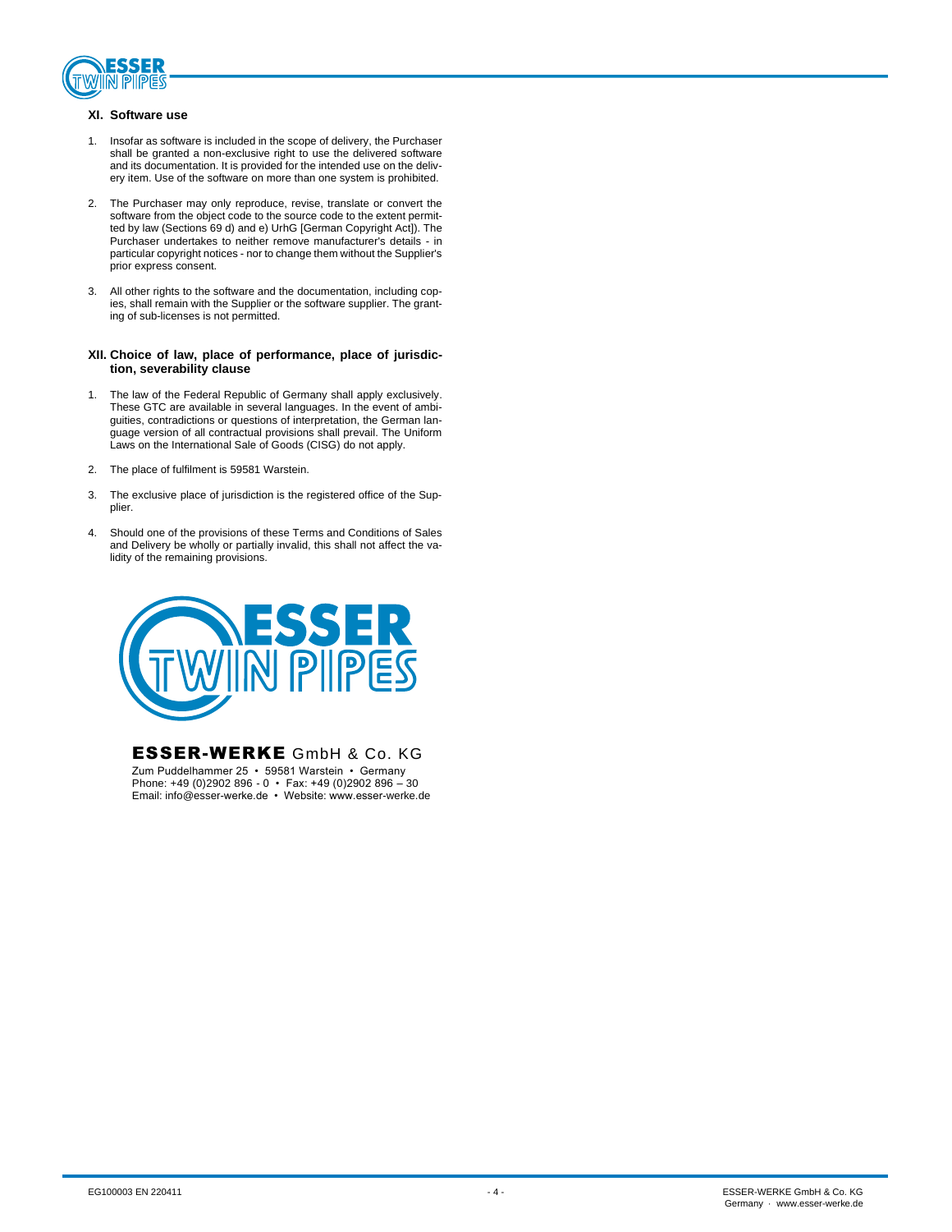## XI. Software use

1. Insofar as software is included in the scope of delivery, the Purchaser shall be granted a non-exclusive right to use the delivered software and its documentation. It is provided for the intended use on the delivery item. Use of the software on more than one system is prohibited.

2. The Purchaser may only reproduce, revise, translate or convert the software from the object code to the source code to the extent permitted by law (Sections 69 d) and e) UrhG [German Copyright Act]). The Purchaser undertakes to neither remove manufacturer's details - in particular copyright notices - nor to change them without the Supplier's prior express consent.

3. All other rights to the software and the documentation, including copies, shall remain with the Supplier or the software supplier. The granting of sub-licenses is not permitted.

## XII. Choice of law, place of performance, place of jurisdiction, severability clause

1. The law of the Federal Republic of Germany shall apply exclusively. These GTC are available in several languages. In the event of ambiguities, contradictions or questions of interpretation, the German language version of all contractual provisions shall prevail. The Uniform Laws on the International Sale of Goods (CISG) do not apply.

2. The place of fulfilment is 59581 Warstein.

3. The exclusive place of jurisdiction is the registered office of the Supplier.

4. Should one of the provisions of these Terms and Conditions of Sales and Delivery be wholly or partially invalid, this shall not affect the validity of the remaining provisions.

ESSER TWIN PIPES

**ESSER-WERKE** GmbH & Co. KG
Zum Puddelhammer 25 • 59581 Warstein • Germany
Phone: +49 (0)2902 896 - 0 • Fax: +49 (0)2902 896 – 30
Email: info@esser-werke.de • Website: www.esser-werke.de